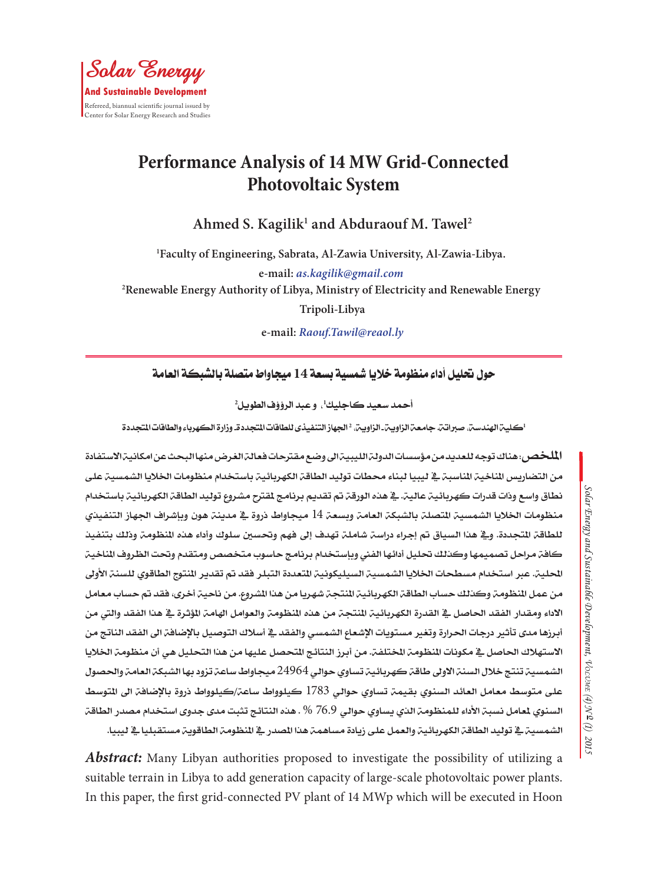**Solar Energy**
**And Sustainable Development**
Refereed, biannual scientific journal issued by
Center for Solar Energy Research and Studies

# Performance Analysis of 14 MW Grid-Connected Photovoltaic System

**Ahmed S. Kagilik[1] and Abduraouf M. Tawel[2]**

[1]Faculty of Engineering, Sabrata, Al-Zawia University, Al-Zawia-Libya.
e-mail: *as.kagilik@gmail.com*
[2]Renewable Energy Authority of Libya, Ministry of Electricity and Renewable Energy
Tripoli-Libya
e-mail: *Raouf.Tawil@reaol.ly*

## حول تحليل أداء منظومة خلايا شمسية بسعة 14 ميجاواط متصلة بالشبكة العامة

**أحمد سعيد كاجليك[1]، و عبد الرؤوف الطويل[2]**

[1]كلية الهندسة، صبراتة، جامعة الزاوية-الزاوية، [2] الجهاز التنفيذي للطاقات المتجددة، وزارة الكهرباء والطاقات المتجددة

**الملخص:** هناك توجه للعديد من مؤسسات الدولة الليبية الى وضع مقترحات فعالة الغرض منها البحث عن امكانية الاستفادة من التضاريس المناخية المناسبة في ليبيا لبناء محطات توليد الطاقة الكهربائية باستخدام منظومات الخلايا الشمسية على نطاق واسع وذات قدرات كهربائية عالية. في هذه الورقة تم تقديم برنامج لمقترح مشروع توليد الطاقة الكهربائية باستخدام منظومات الخلايا الشمسية المتصلة بالشبكة العامة وبسعة 14 ميجاواط ذروة في مدينة هون وبإشراف الجهاز التنفيذي للطاقة المتجددة. وفي هذا السياق تم إجراء دراسة شاملة تهدف إلى فهم وتحسين سلوك وأداء هذه المنظومة وذلك بتنفيذ كافة مراحل تصميمها وكذلك تحليل أدائها الفني وبإستخدام برنامج حاسوب متخصص ومتقدم وتحت الظروف المناخية المحلية. عبر استخدام مسطحات الخلايا الشمسية السيليكونية المتعددة التبلر فقد تم تقدير المنتوج الطاقوي للسنة الأولى من عمل المنظومة وكذلك حساب الطاقة الكهربائية المنتجة شهريا من هذا المشروع. من ناحية أخرى، فقد تم حساب معامل الاداء ومقدار الفقد الحاصل في القدرة الكهربائية المنتجة من هذه المنظومة والعوامل الهامة المؤثرة في هذا الفقد والتي من أبرزها مدى تأثير درجات الحرارة وتغير مستويات الإشعاع الشمسي والفقد في أسلاك التوصيل بالإضافة الى الفقد الناتج من الاستهلاك الحاصل في مكونات المنظومة المختلفة. من أبرز النتائج المتحصل عليها من هذا التحليل هي أن منظومة الخلايا الشمسية تنتج خلال السنة الاولى طاقة كهربائية تساوي حوالي 24964 ميجاواط ساعة تزود بها الشبكة العامة والحصول على متوسط معامل العائد السنوي بقيمة تساوي حوالي 1783 كيلوواط ساعة/كيلوواط ذروة بالإضافة الى المتوسط السنوي لمعامل نسبة الأداء للمنظومة الذي يساوي حوالي 76.9 % . هذه النتائج تثبت مدى جدوى استخدام مصدر الطاقة الشمسية في توليد الطاقة الكهربائية والعمل على زيادة مساهمة هذا المصدر في المنظومة الطاقوية مستقبليا في ليبيا.

***Abstract:*** Many Libyan authorities proposed to investigate the possibility of utilizing a suitable terrain in Libya to add generation capacity of large-scale photovoltaic power plants. In this paper, the first grid-connected PV plant of 14 MWp which will be executed in Hoon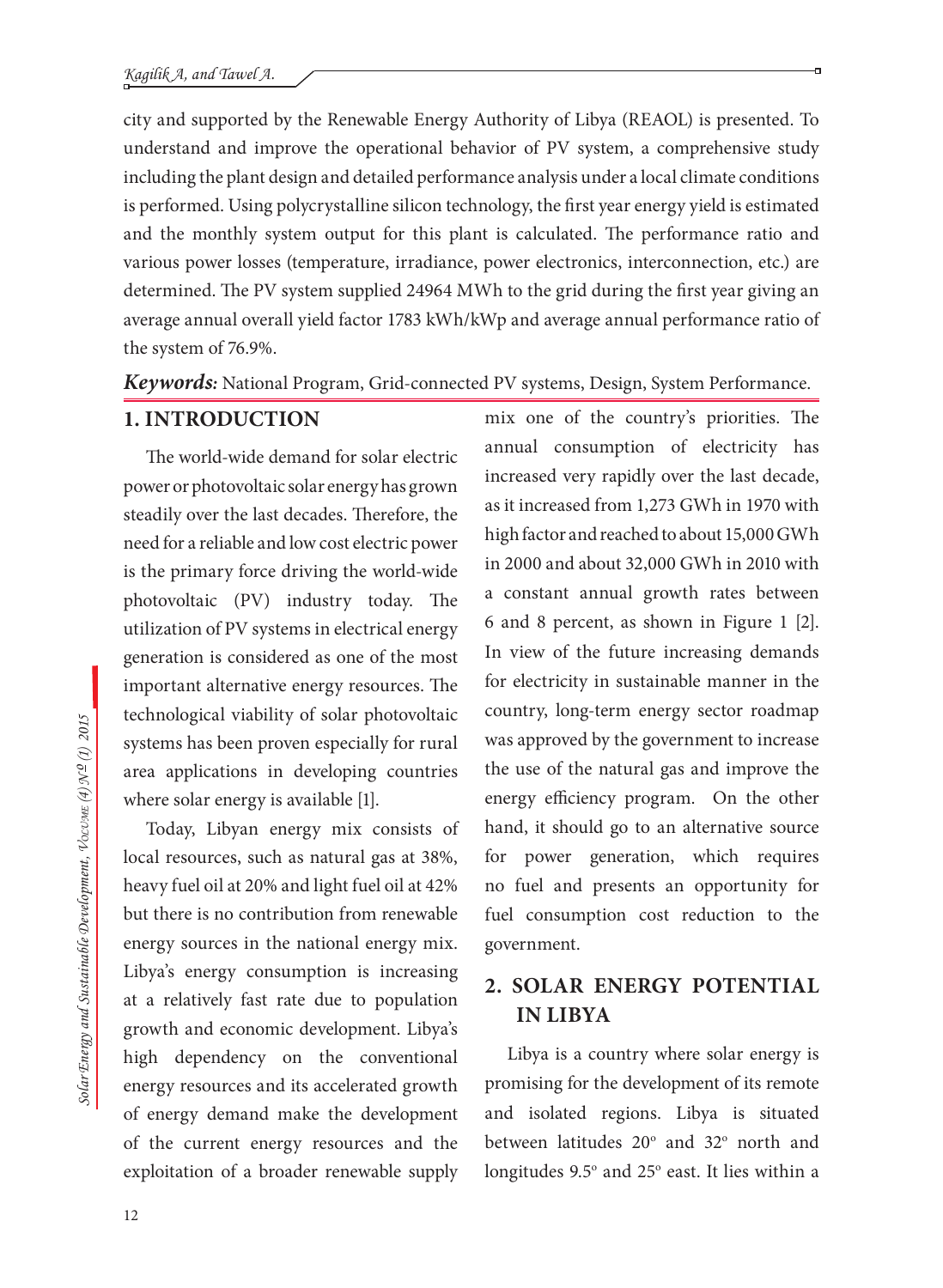city and supported by the Renewable Energy Authority of Libya (REAOL) is presented. To understand and improve the operational behavior of PV system, a comprehensive study including the plant design and detailed performance analysis under a local climate conditions is performed. Using polycrystalline silicon technology, the first year energy yield is estimated and the monthly system output for this plant is calculated. The performance ratio and various power losses (temperature, irradiance, power electronics, interconnection, etc.) are determined. The PV system supplied 24964 MWh to the grid during the first year giving an average annual overall yield factor 1783 kWh/kWp and average annual performance ratio of the system of 76.9%.

***Keywords:*** National Program, Grid-connected PV systems, Design, System Performance.

## 1. INTRODUCTION

The world-wide demand for solar electric power or photovoltaic solar energy has grown steadily over the last decades. Therefore, the need for a reliable and low cost electric power is the primary force driving the world-wide photovoltaic (PV) industry today. The utilization of PV systems in electrical energy generation is considered as one of the most important alternative energy resources. The technological viability of solar photovoltaic systems has been proven especially for rural area applications in developing countries where solar energy is available [1].

Today, Libyan energy mix consists of local resources, such as natural gas at 38%, heavy fuel oil at 20% and light fuel oil at 42% but there is no contribution from renewable energy sources in the national energy mix. Libya's energy consumption is increasing at a relatively fast rate due to population growth and economic development. Libya's high dependency on the conventional energy resources and its accelerated growth of energy demand make the development of the current energy resources and the exploitation of a broader renewable supply mix one of the country's priorities. The annual consumption of electricity has increased very rapidly over the last decade, as it increased from 1,273 GWh in 1970 with high factor and reached to about 15,000 GWh in 2000 and about 32,000 GWh in 2010 with a constant annual growth rates between 6 and 8 percent, as shown in Figure 1 [2]. In view of the future increasing demands for electricity in sustainable manner in the country, long-term energy sector roadmap was approved by the government to increase the use of the natural gas and improve the energy efficiency program. On the other hand, it should go to an alternative source for power generation, which requires no fuel and presents an opportunity for fuel consumption cost reduction to the government.

## 2. SOLAR ENERGY POTENTIAL IN LIBYA

Libya is a country where solar energy is promising for the development of its remote and isolated regions. Libya is situated between latitudes 20° and 32° north and longitudes 9.5° and 25° east. It lies within a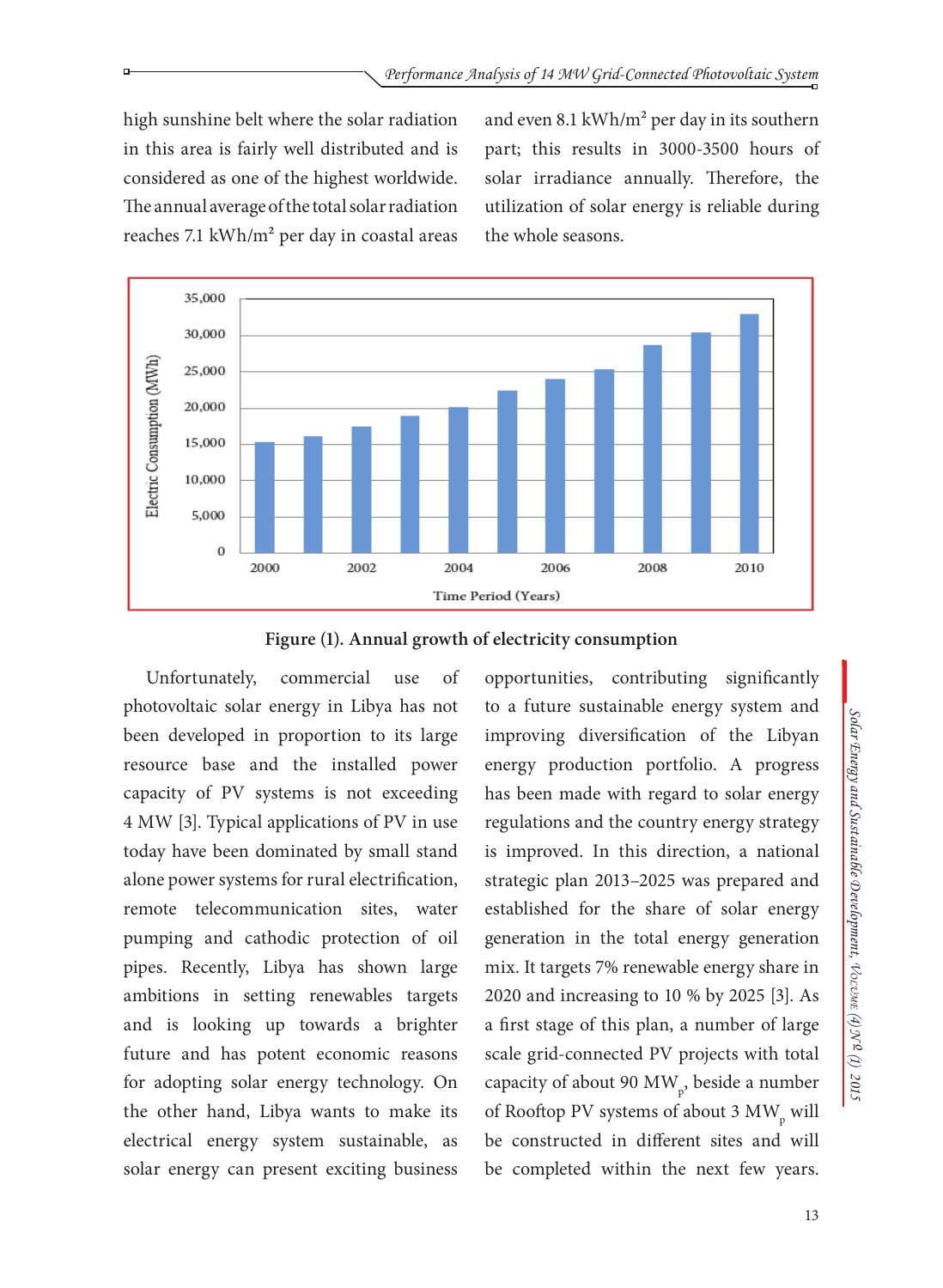high sunshine belt where the solar radiation in this area is fairly well distributed and is considered as one of the highest worldwide. The annual average of the total solar radiation reaches 7.1 kWh/m² per day in coastal areas and even 8.1 kWh/m² per day in its southern part; this results in 3000-3500 hours of solar irradiance annually. Therefore, the utilization of solar energy is reliable during the whole seasons.

**Figure (1). Annual growth of electricity consumption**

Unfortunately, commercial use of photovoltaic solar energy in Libya has not been developed in proportion to its large resource base and the installed power capacity of PV systems is not exceeding 4 MW [3]. Typical applications of PV in use today have been dominated by small stand alone power systems for rural electrification, remote telecommunication sites, water pumping and cathodic protection of oil pipes. Recently, Libya has shown large ambitions in setting renewables targets and is looking up towards a brighter future and has potent economic reasons for adopting solar energy technology. On the other hand, Libya wants to make its electrical energy system sustainable, as solar energy can present exciting business opportunities, contributing significantly to a future sustainable energy system and improving diversification of the Libyan energy production portfolio. A progress has been made with regard to solar energy regulations and the country energy strategy is improved. In this direction, a national strategic plan 2013–2025 was prepared and established for the share of solar energy generation in the total energy generation mix. It targets 7% renewable energy share in 2020 and increasing to 10 % by 2025 [3]. As a first stage of this plan, a number of large scale grid-connected PV projects with total capacity of about 90 $MW_p$, beside a number of Rooftop PV systems of about 3 $MW_p$ will be constructed in different sites and will be completed within the next few years.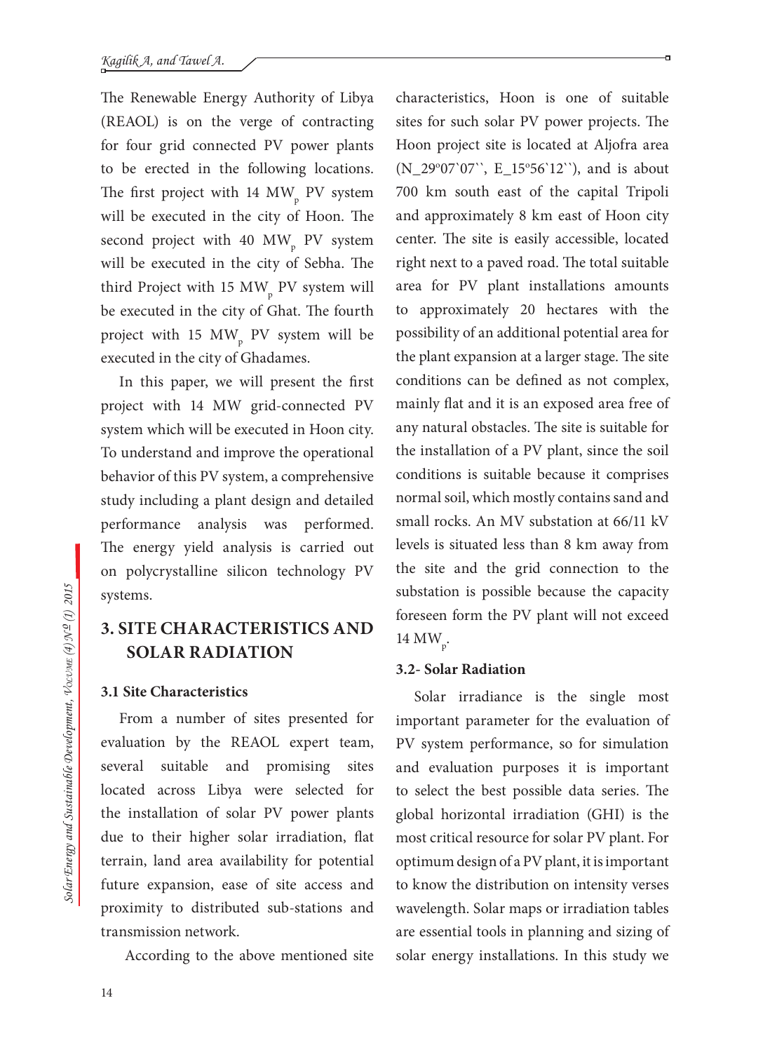The Renewable Energy Authority of Libya (REAOL) is on the verge of contracting for four grid connected PV power plants to be erected in the following locations. The first project with 14 $MW_p$ PV system will be executed in the city of Hoon. The second project with 40 $MW_p$ PV system will be executed in the city of Sebha. The third Project with 15 $MW_p$ PV system will be executed in the city of Ghat. The fourth project with 15 $MW_p$ PV system will be executed in the city of Ghadames.

In this paper, we will present the first project with 14 MW grid-connected PV system which will be executed in Hoon city. To understand and improve the operational behavior of this PV system, a comprehensive study including a plant design and detailed performance analysis was performed. The energy yield analysis is carried out on polycrystalline silicon technology PV systems.

## 3. SITE CHARACTERISTICS AND SOLAR RADIATION

### 3.1 Site Characteristics

From a number of sites presented for evaluation by the REAOL expert team, several suitable and promising sites located across Libya were selected for the installation of solar PV power plants due to their higher solar irradiation, flat terrain, land area availability for potential future expansion, ease of site access and proximity to distributed sub-stations and transmission network.

According to the above mentioned site characteristics, Hoon is one of suitable sites for such solar PV power projects. The Hoon project site is located at Aljofra area (N_29º07`07``, E_15º56`12``), and is about 700 km south east of the capital Tripoli and approximately 8 km east of Hoon city center. The site is easily accessible, located right next to a paved road. The total suitable area for PV plant installations amounts to approximately 20 hectares with the possibility of an additional potential area for the plant expansion at a larger stage. The site conditions can be defined as not complex, mainly flat and it is an exposed area free of any natural obstacles. The site is suitable for the installation of a PV plant, since the soil conditions is suitable because it comprises normal soil, which mostly contains sand and small rocks. An MV substation at 66/11 kV levels is situated less than 8 km away from the site and the grid connection to the substation is possible because the capacity foreseen form the PV plant will not exceed 14 $MW_p$.

### 3.2- Solar Radiation

Solar irradiance is the single most important parameter for the evaluation of PV system performance, so for simulation and evaluation purposes it is important to select the best possible data series. The global horizontal irradiation (GHI) is the most critical resource for solar PV plant. For optimum design of a PV plant, it is important to know the distribution on intensity verses wavelength. Solar maps or irradiation tables are essential tools in planning and sizing of solar energy installations. In this study we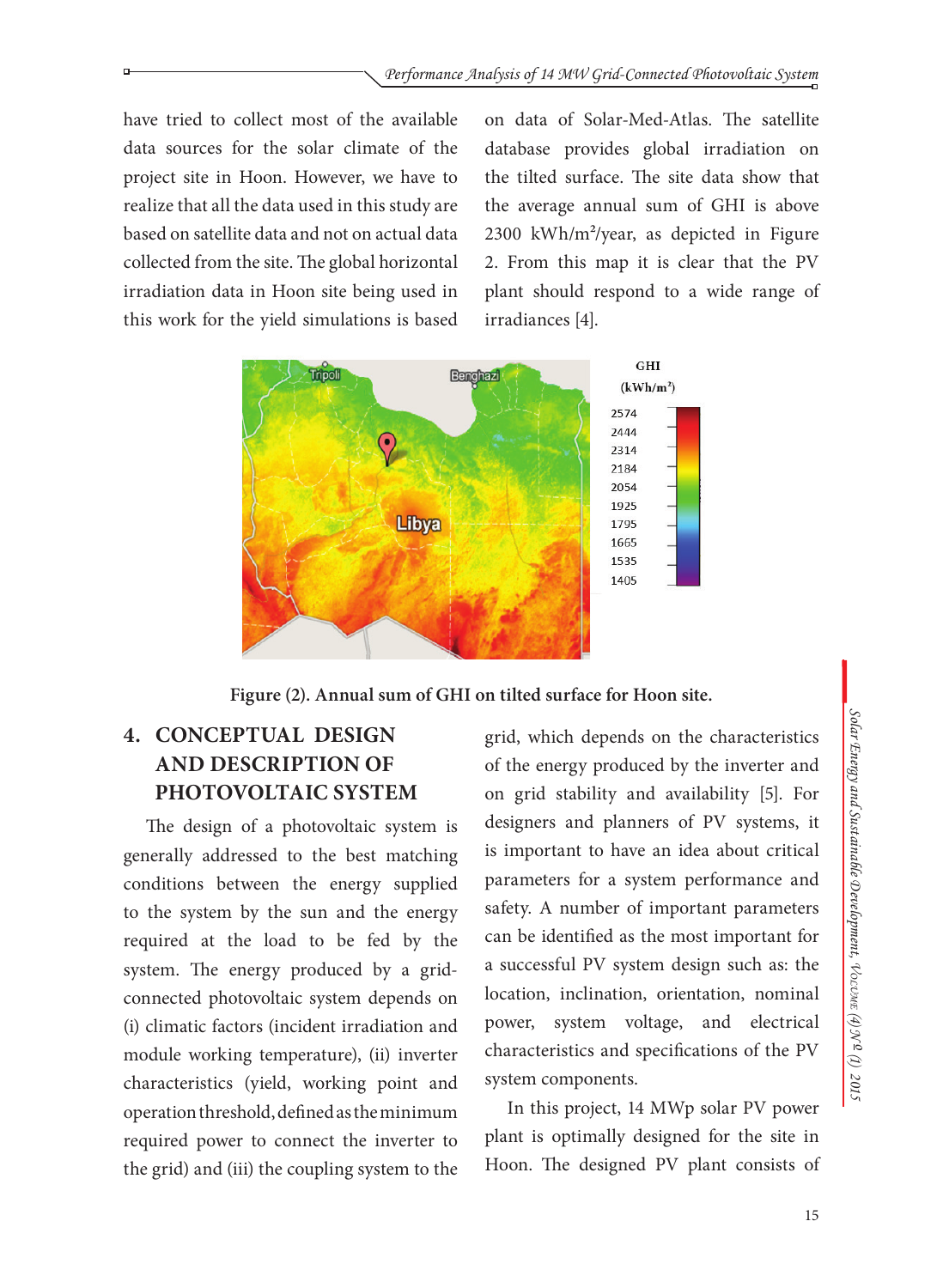have tried to collect most of the available data sources for the solar climate of the project site in Hoon. However, we have to realize that all the data used in this study are based on satellite data and not on actual data collected from the site. The global horizontal irradiation data in Hoon site being used in this work for the yield simulations is based on data of Solar-Med-Atlas. The satellite database provides global irradiation on the tilted surface. The site data show that the average annual sum of GHI is above 2300 kWh/m²/year, as depicted in Figure 2. From this map it is clear that the PV plant should respond to a wide range of irradiances [4].

**Figure (2). Annual sum of GHI on tilted surface for Hoon site.**

## 4. CONCEPTUAL DESIGN AND DESCRIPTION OF PHOTOVOLTAIC SYSTEM

The design of a photovoltaic system is generally addressed to the best matching conditions between the energy supplied to the system by the sun and the energy required at the load to be fed by the system. The energy produced by a grid-connected photovoltaic system depends on (i) climatic factors (incident irradiation and module working temperature), (ii) inverter characteristics (yield, working point and operation threshold, defined as the minimum required power to connect the inverter to the grid) and (iii) the coupling system to the grid, which depends on the characteristics of the energy produced by the inverter and on grid stability and availability [5]. For designers and planners of PV systems, it is important to have an idea about critical parameters for a system performance and safety. A number of important parameters can be identified as the most important for a successful PV system design such as: the location, inclination, orientation, nominal power, system voltage, and electrical characteristics and specifications of the PV system components.

In this project, 14 MWp solar PV power plant is optimally designed for the site in Hoon. The designed PV plant consists of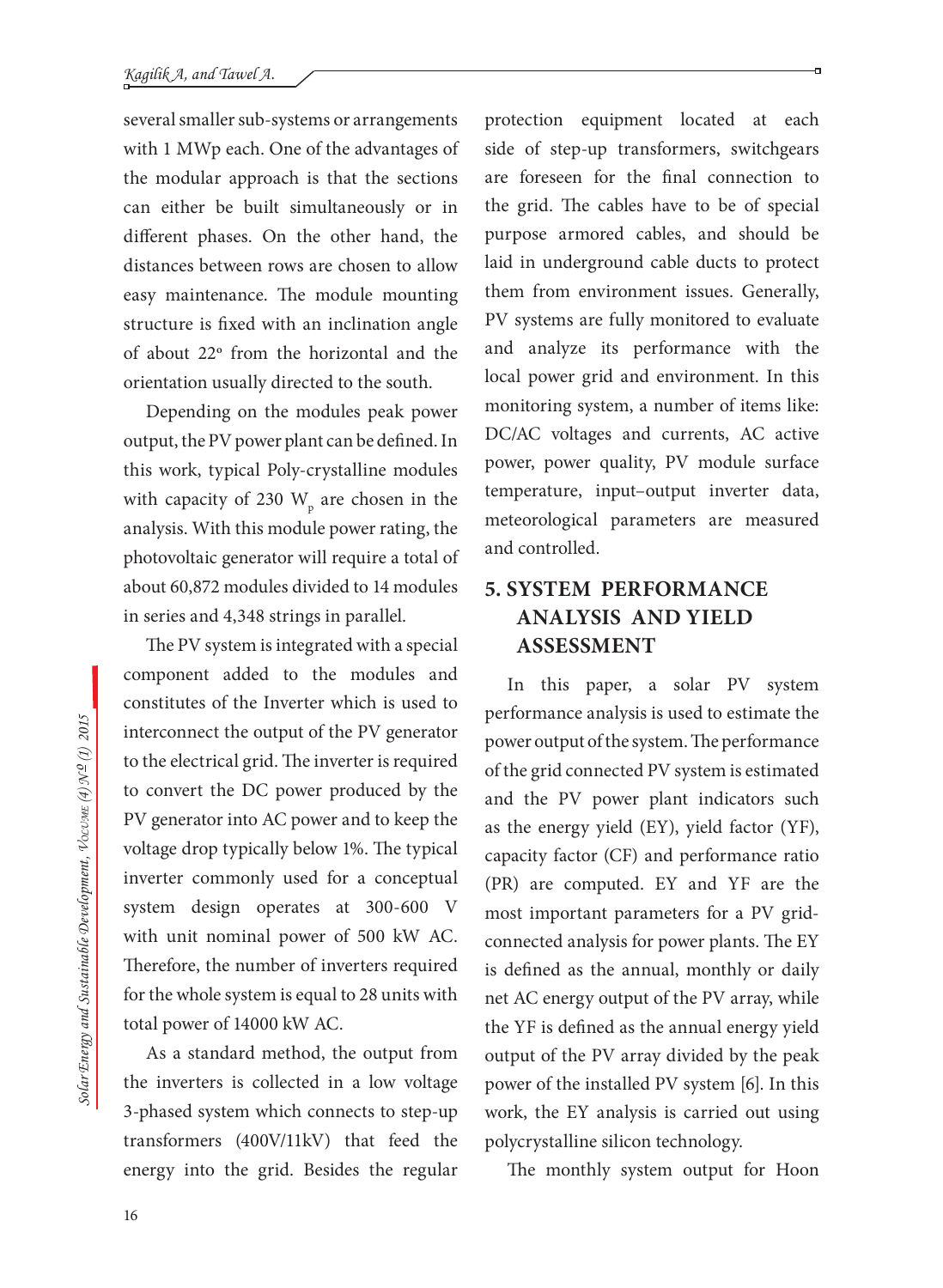several smaller sub-systems or arrangements with 1 MWp each. One of the advantages of the modular approach is that the sections can either be built simultaneously or in different phases. On the other hand, the distances between rows are chosen to allow easy maintenance. The module mounting structure is fixed with an inclination angle of about 22º from the horizontal and the orientation usually directed to the south.

Depending on the modules peak power output, the PV power plant can be defined. In this work, typical Poly-crystalline modules with capacity of 230 $W_p$ are chosen in the analysis. With this module power rating, the photovoltaic generator will require a total of about 60,872 modules divided to 14 modules in series and 4,348 strings in parallel.

The PV system is integrated with a special component added to the modules and constitutes of the Inverter which is used to interconnect the output of the PV generator to the electrical grid. The inverter is required to convert the DC power produced by the PV generator into AC power and to keep the voltage drop typically below 1%. The typical inverter commonly used for a conceptual system design operates at 300-600 V with unit nominal power of 500 kW AC. Therefore, the number of inverters required for the whole system is equal to 28 units with total power of 14000 kW AC.

As a standard method, the output from the inverters is collected in a low voltage 3-phased system which connects to step-up transformers (400V/11kV) that feed the energy into the grid. Besides the regular protection equipment located at each side of step-up transformers, switchgears are foreseen for the final connection to the grid. The cables have to be of special purpose armored cables, and should be laid in underground cable ducts to protect them from environment issues. Generally, PV systems are fully monitored to evaluate and analyze its performance with the local power grid and environment. In this monitoring system, a number of items like: DC/AC voltages and currents, AC active power, power quality, PV module surface temperature, input–output inverter data, meteorological parameters are measured and controlled.

## 5. SYSTEM PERFORMANCE ANALYSIS AND YIELD ASSESSMENT

In this paper, a solar PV system performance analysis is used to estimate the power output of the system. The performance of the grid connected PV system is estimated and the PV power plant indicators such as the energy yield (EY), yield factor (YF), capacity factor (CF) and performance ratio (PR) are computed. EY and YF are the most important parameters for a PV grid-connected analysis for power plants. The EY is defined as the annual, monthly or daily net AC energy output of the PV array, while the YF is defined as the annual energy yield output of the PV array divided by the peak power of the installed PV system [6]. In this work, the EY analysis is carried out using polycrystalline silicon technology.

The monthly system output for Hoon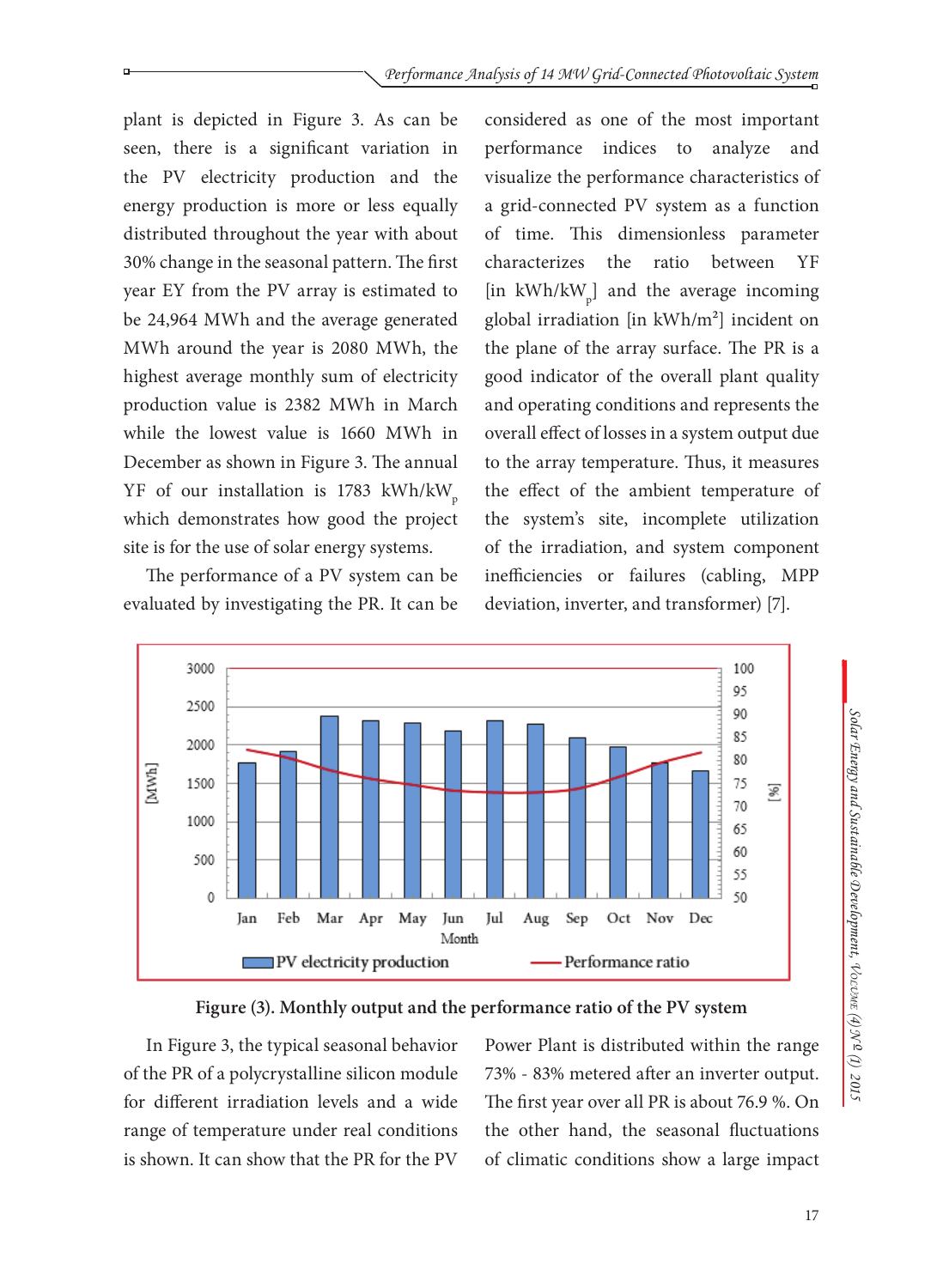plant is depicted in Figure 3. As can be seen, there is a significant variation in the PV electricity production and the energy production is more or less equally distributed throughout the year with about 30% change in the seasonal pattern. The first year EY from the PV array is estimated to be 24,964 MWh and the average generated MWh around the year is 2080 MWh, the highest average monthly sum of electricity production value is 2382 MWh in March while the lowest value is 1660 MWh in December as shown in Figure 3. The annual YF of our installation is 1783 $kWh/kW_p$ which demonstrates how good the project site is for the use of solar energy systems.

The performance of a PV system can be evaluated by investigating the PR. It can be considered as one of the most important performance indices to analyze and visualize the performance characteristics of a grid-connected PV system as a function of time. This dimensionless parameter characterizes the ratio between YF [in $kWh/kW_p$] and the average incoming global irradiation [in $kWh/m^2$] incident on the plane of the array surface. The PR is a good indicator of the overall plant quality and operating conditions and represents the overall effect of losses in a system output due to the array temperature. Thus, it measures the effect of the ambient temperature of the system's site, incomplete utilization of the irradiation, and system component inefficiencies or failures (cabling, MPP deviation, inverter, and transformer) [7].

**Figure (3). Monthly output and the performance ratio of the PV system**

In Figure 3, the typical seasonal behavior of the PR of a polycrystalline silicon module for different irradiation levels and a wide range of temperature under real conditions is shown. It can show that the PR for the PV Power Plant is distributed within the range 73% - 83% metered after an inverter output. The first year over all PR is about 76.9 %. On the other hand, the seasonal fluctuations of climatic conditions show a large impact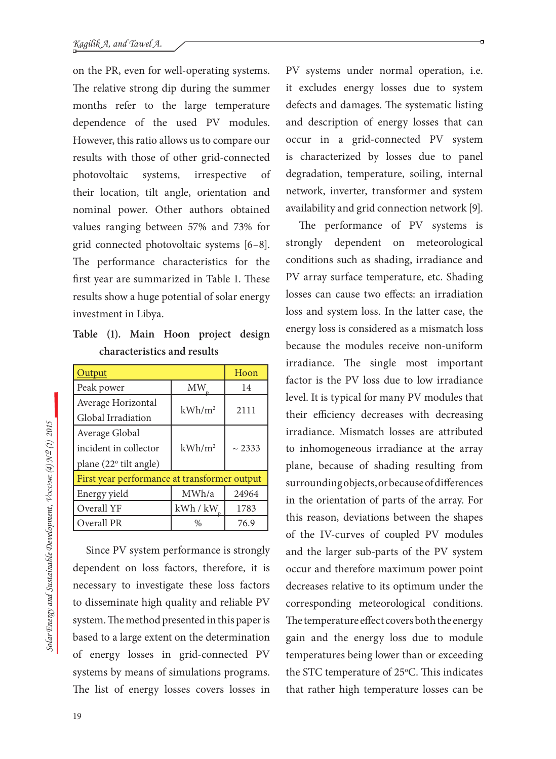on the PR, even for well-operating systems. The relative strong dip during the summer months refer to the large temperature dependence of the used PV modules. However, this ratio allows us to compare our results with those of other grid-connected photovoltaic systems, irrespective of their location, tilt angle, orientation and nominal power. Other authors obtained values ranging between 57% and 73% for grid connected photovoltaic systems [6–8]. The performance characteristics for the first year are summarized in Table 1. These results show a huge potential of solar energy investment in Libya.

**Table (1). Main Hoon project design characteristics and results**

| Output | | Hoon |
|---|---|---|
| Peak power | $MW_p$ | 14 |
| Average Horizontal Global Irradiation | $kWh/m^2$ | 2111 |
| Average Global incident in collector plane (22° tilt angle) | $kWh/m^2$ | ~ 2333 |
| First year performance at transformer output | | |
| Energy yield | MWh/a | 24964 |
| Overall YF | $kWh / kW_p$ | 1783 |
| Overall PR | % | 76.9 |

Since PV system performance is strongly dependent on loss factors, therefore, it is necessary to investigate these loss factors to disseminate high quality and reliable PV system. The method presented in this paper is based to a large extent on the determination of energy losses in grid-connected PV systems by means of simulations programs. The list of energy losses covers losses in PV systems under normal operation, i.e. it excludes energy losses due to system defects and damages. The systematic listing and description of energy losses that can occur in a grid-connected PV system is characterized by losses due to panel degradation, temperature, soiling, internal network, inverter, transformer and system availability and grid connection network [9].

The performance of PV systems is strongly dependent on meteorological conditions such as shading, irradiance and PV array surface temperature, etc. Shading losses can cause two effects: an irradiation loss and system loss. In the latter case, the energy loss is considered as a mismatch loss because the modules receive non-uniform irradiance. The single most important factor is the PV loss due to low irradiance level. It is typical for many PV modules that their efficiency decreases with decreasing irradiance. Mismatch losses are attributed to inhomogeneous irradiance at the array plane, because of shading resulting from surrounding objects, or because of differences in the orientation of parts of the array. For this reason, deviations between the shapes of the IV-curves of coupled PV modules and the larger sub-parts of the PV system occur and therefore maximum power point decreases relative to its optimum under the corresponding meteorological conditions. The temperature effect covers both the energy gain and the energy loss due to module temperatures being lower than or exceeding the STC temperature of 25°C. This indicates that rather high temperature losses can be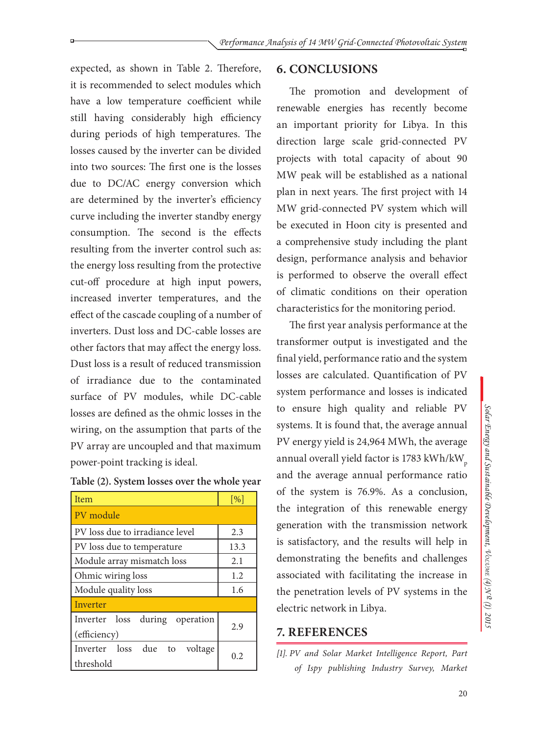expected, as shown in Table 2. Therefore, it is recommended to select modules which have a low temperature coefficient while still having considerably high efficiency during periods of high temperatures. The losses caused by the inverter can be divided into two sources: The first one is the losses due to DC/AC energy conversion which are determined by the inverter's efficiency curve including the inverter standby energy consumption. The second is the effects resulting from the inverter control such as: the energy loss resulting from the protective cut-off procedure at high input powers, increased inverter temperatures, and the effect of the cascade coupling of a number of inverters. Dust loss and DC-cable losses are other factors that may affect the energy loss. Dust loss is a result of reduced transmission of irradiance due to the contaminated surface of PV modules, while DC-cable losses are defined as the ohmic losses in the wiring, on the assumption that parts of the PV array are uncoupled and that maximum power-point tracking is ideal.

**Table (2). System losses over the whole year**

| Item | [%] |
|---|---|
| PV module | |
| PV loss due to irradiance level | 2.3 |
| PV loss due to temperature | 13.3 |
| Module array mismatch loss | 2.1 |
| Ohmic wiring loss | 1.2 |
| Module quality loss | 1.6 |
| Inverter | |
| Inverter loss during operation (efficiency) | 2.9 |
| Inverter loss due to voltage threshold | 0.2 |

## 6. CONCLUSIONS

The promotion and development of renewable energies has recently become an important priority for Libya. In this direction large scale grid-connected PV projects with total capacity of about 90 MW peak will be established as a national plan in next years. The first project with 14 MW grid-connected PV system which will be executed in Hoon city is presented and a comprehensive study including the plant design, performance analysis and behavior is performed to observe the overall effect of climatic conditions on their operation characteristics for the monitoring period.

The first year analysis performance at the transformer output is investigated and the final yield, performance ratio and the system losses are calculated. Quantification of PV system performance and losses is indicated to ensure high quality and reliable PV systems. It is found that, the average annual PV energy yield is 24,964 MWh, the average annual overall yield factor is 1783 kWh/$kW_p$ and the average annual performance ratio of the system is 76.9%. As a conclusion, the integration of this renewable energy generation with the transmission network is satisfactory, and the results will help in demonstrating the benefits and challenges associated with facilitating the increase in the penetration levels of PV systems in the electric network in Libya.

## 7. REFERENCES

*[1]. PV and Solar Market Intelligence Report, Part of Ispy publishing Industry Survey, Market*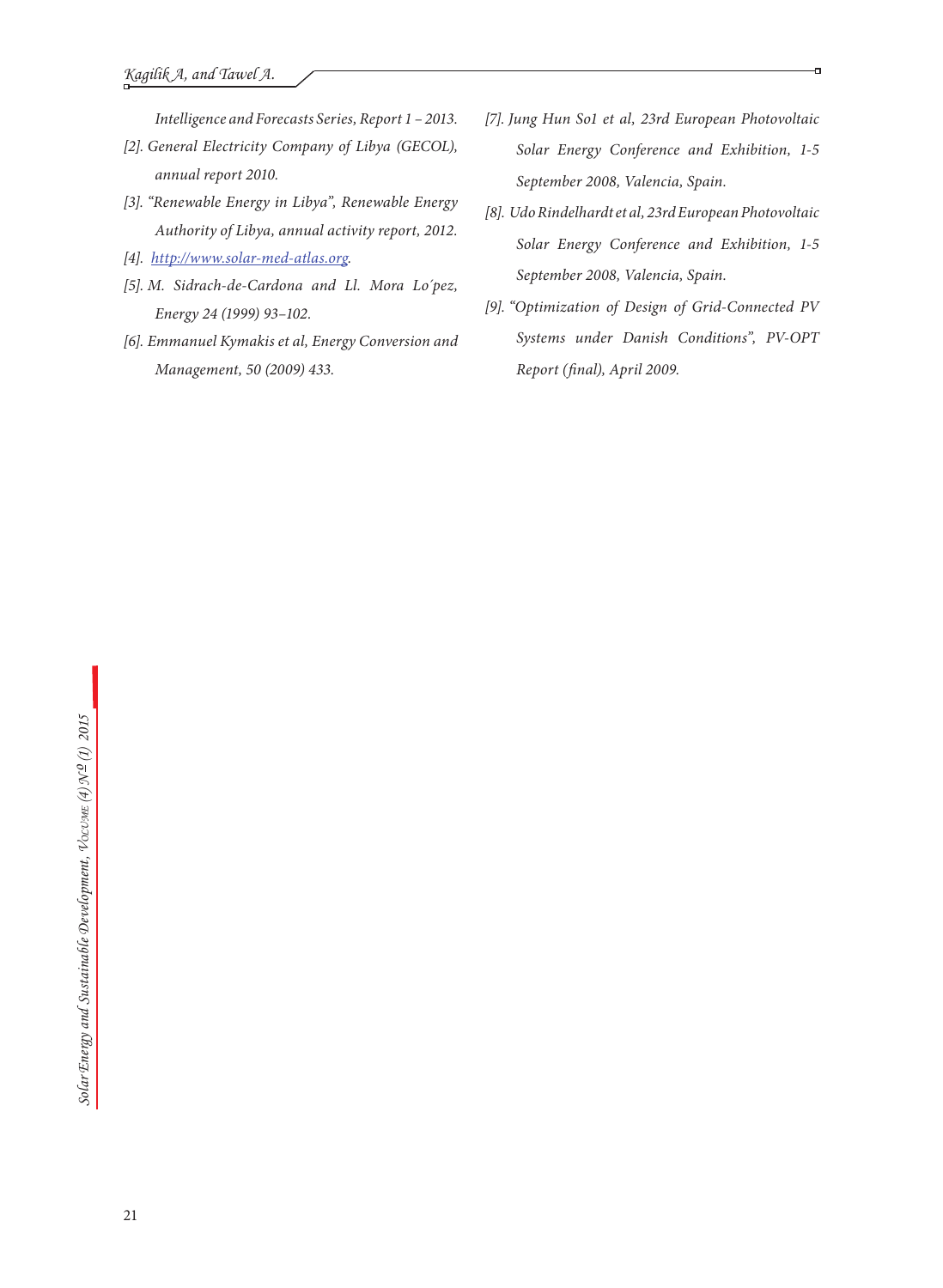*Intelligence and Forecasts Series, Report 1 – 2013.*

*[2]. General Electricity Company of Libya (GECOL), annual report 2010.*

*[3]. "Renewable Energy in Libya", Renewable Energy Authority of Libya, annual activity report, 2012.*

*[4]. http://www.solar-med-atlas.org.*

*[5]. M. Sidrach-de-Cardona and Ll. Mora Lo´pez, Energy 24 (1999) 93–102.*

*[6]. Emmanuel Kymakis et al, Energy Conversion and Management, 50 (2009) 433.*

*[7]. Jung Hun So1 et al, 23rd European Photovoltaic Solar Energy Conference and Exhibition, 1-5 September 2008, Valencia, Spain.*

*[8]. Udo Rindelhardt et al, 23rd European Photovoltaic Solar Energy Conference and Exhibition, 1-5 September 2008, Valencia, Spain.*

*[9]. "Optimization of Design of Grid-Connected PV Systems under Danish Conditions", PV-OPT Report (final), April 2009.*